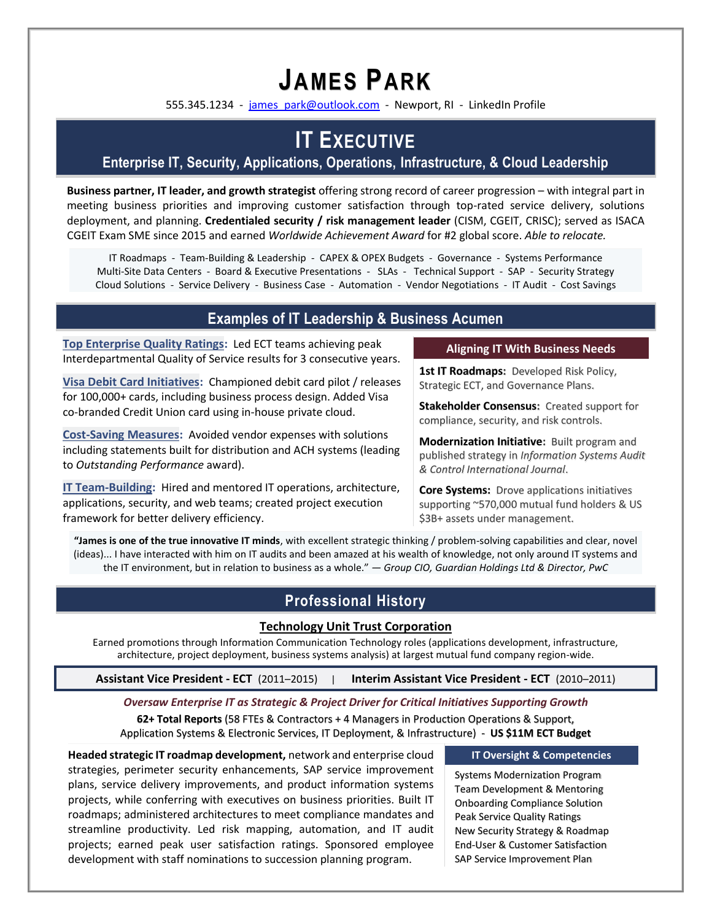# JAMES PARK

555.345.1234 - james_park@outlook.com - Newport, RI - LinkedIn Profile

## IT EXECUTIVE

### Enterprise IT, Security, Applications, Operations, Infrastructure, & Cloud Leadership

**Business partner, IT leader, and growth strategist** offering strong record of career progression – with integral part in meeting business priorities and improving customer satisfaction through top-rated service delivery, solutions deployment, and planning. **Credentialed security / risk management leader** (CISM, CGEIT, CRISC); served as ISACA CGEIT Exam SME since 2015 and earned *Worldwide Achievement Award* for #2 global score. *Able to relocate.*

IT Roadmaps - Team-Building & Leadership - CAPEX & OPEX Budgets - Governance - Systems Performance
Multi-Site Data Centers - Board & Executive Presentations - SLAs - Technical Support - SAP - Security Strategy
Cloud Solutions - Service Delivery - Business Case - Automation - Vendor Negotiations - IT Audit - Cost Savings

## Examples of IT Leadership & Business Acumen

**Top Enterprise Quality Ratings:** Led ECT teams achieving peak Interdepartmental Quality of Service results for 3 consecutive years.

**Visa Debit Card Initiatives:** Championed debit card pilot / releases for 100,000+ cards, including business process design. Added Visa co-branded Credit Union card using in-house private cloud.

**Cost-Saving Measures:** Avoided vendor expenses with solutions including statements built for distribution and ACH systems (leading to *Outstanding Performance* award).

**IT Team-Building:** Hired and mentored IT operations, architecture, applications, security, and web teams; created project execution framework for better delivery efficiency.

**Aligning IT With Business Needs**

**1st IT Roadmaps:** Developed Risk Policy, Strategic ECT, and Governance Plans.

**Stakeholder Consensus:** Created support for compliance, security, and risk controls.

**Modernization Initiative:** Built program and published strategy in *Information Systems Audit & Control International Journal*.

**Core Systems:** Drove applications initiatives supporting ~570,000 mutual fund holders & US $3B+ assets under management.

"**James is one of the true innovative IT minds**, with excellent strategic thinking / problem-solving capabilities and clear, novel (ideas)... I have interacted with him on IT audits and been amazed at his wealth of knowledge, not only around IT systems and the IT environment, but in relation to business as a whole." — *Group CIO, Guardian Holdings Ltd & Director, PwC*

## Professional History

### Technology Unit Trust Corporation

Earned promotions through Information Communication Technology roles (applications development, infrastructure, architecture, project deployment, business systems analysis) at largest mutual fund company region-wide.

**Assistant Vice President - ECT** (2011–2015) | **Interim Assistant Vice President - ECT** (2010–2011)

***Oversaw Enterprise IT as Strategic & Project Driver for Critical Initiatives Supporting Growth***

**62+ Total Reports** (58 FTEs & Contractors + 4 Managers in Production Operations & Support, Application Systems & Electronic Services, IT Deployment, & Infrastructure) - **US $11M ECT Budget**

**Headed strategic IT roadmap development,** network and enterprise cloud strategies, perimeter security enhancements, SAP service improvement plans, service delivery improvements, and product information systems projects, while conferring with executives on business priorities. Built IT roadmaps; administered architectures to meet compliance mandates and streamline productivity. Led risk mapping, automation, and IT audit projects; earned peak user satisfaction ratings. Sponsored employee development with staff nominations to succession planning program.

**IT Oversight & Competencies**

- Systems Modernization Program
- Team Development & Mentoring
- Onboarding Compliance Solution
- Peak Service Quality Ratings
- New Security Strategy & Roadmap
- End-User & Customer Satisfaction
- SAP Service Improvement Plan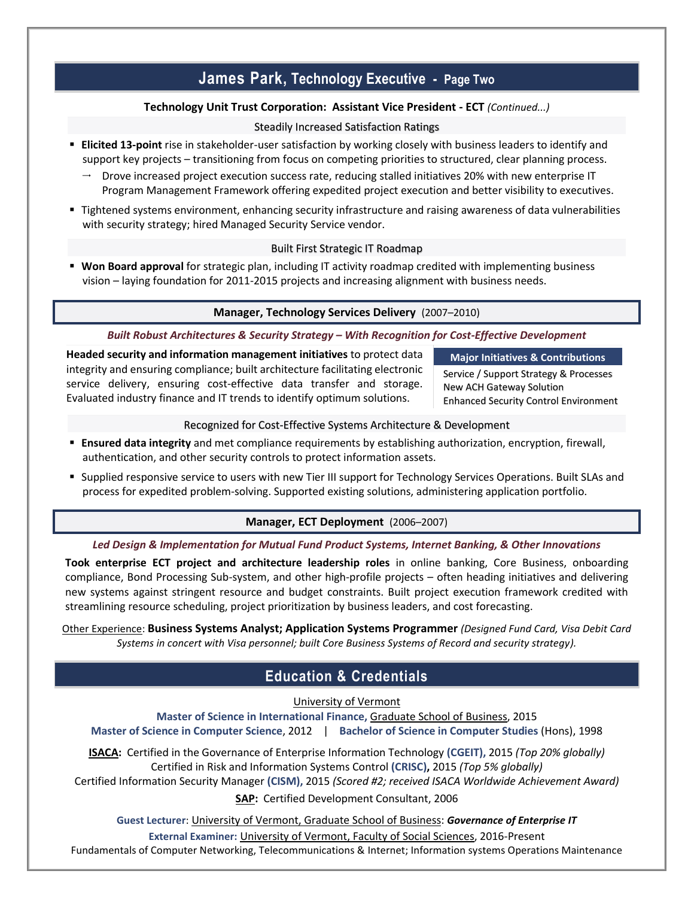# James Park, Technology Executive - Page Two

**Technology Unit Trust Corporation: Assistant Vice President - ECT** *(Continued...)*

### Steadily Increased Satisfaction Ratings

- **Elicited 13-point** rise in stakeholder-user satisfaction by working closely with business leaders to identify and support key projects – transitioning from focus on competing priorities to structured, clear planning process.
  - → Drove increased project execution success rate, reducing stalled initiatives 20% with new enterprise IT Program Management Framework offering expedited project execution and better visibility to executives.
- Tightened systems environment, enhancing security infrastructure and raising awareness of data vulnerabilities with security strategy; hired Managed Security Service vendor.

### Built First Strategic IT Roadmap

- **Won Board approval** for strategic plan, including IT activity roadmap credited with implementing business vision – laying foundation for 2011-2015 projects and increasing alignment with business needs.

## Manager, Technology Services Delivery (2007–2010)

*Built Robust Architectures & Security Strategy – With Recognition for Cost-Effective Development*

**Headed security and information management initiatives** to protect data integrity and ensuring compliance; built architecture facilitating electronic service delivery, ensuring cost-effective data transfer and storage. Evaluated industry finance and IT trends to identify optimum solutions.

**Major Initiatives & Contributions**

Service / Support Strategy & Processes
New ACH Gateway Solution
Enhanced Security Control Environment

### Recognized for Cost-Effective Systems Architecture & Development

- **Ensured data integrity** and met compliance requirements by establishing authorization, encryption, firewall, authentication, and other security controls to protect information assets.
- Supplied responsive service to users with new Tier III support for Technology Services Operations. Built SLAs and process for expedited problem-solving. Supported existing solutions, administering application portfolio.

## Manager, ECT Deployment (2006–2007)

*Led Design & Implementation for Mutual Fund Product Systems, Internet Banking, & Other Innovations*

**Took enterprise ECT project and architecture leadership roles** in online banking, Core Business, onboarding compliance, Bond Processing Sub-system, and other high-profile projects – often heading initiatives and delivering new systems against stringent resource and budget constraints. Built project execution framework credited with streamlining resource scheduling, project prioritization by business leaders, and cost forecasting.

Other Experience: **Business Systems Analyst; Application Systems Programmer** *(Designed Fund Card, Visa Debit Card Systems in concert with Visa personnel; built Core Business Systems of Record and security strategy).*

# Education & Credentials

University of Vermont

**Master of Science in International Finance,** Graduate School of Business, 2015

**Master of Science in Computer Science**, 2012 | **Bachelor of Science in Computer Studies** (Hons), 1998

**ISACA:** Certified in the Governance of Enterprise Information Technology **(CGEIT),** 2015 *(Top 20% globally)*

Certified in Risk and Information Systems Control **(CRISC),** 2015 *(Top 5% globally)*

Certified Information Security Manager **(CISM),** 2015 *(Scored #2; received ISACA Worldwide Achievement Award)*

**SAP:** Certified Development Consultant, 2006

**Guest Lecturer**: University of Vermont, Graduate School of Business: ***Governance of Enterprise IT***

**External Examiner:** University of Vermont, Faculty of Social Sciences, 2016-Present

Fundamentals of Computer Networking, Telecommunications & Internet; Information systems Operations Maintenance